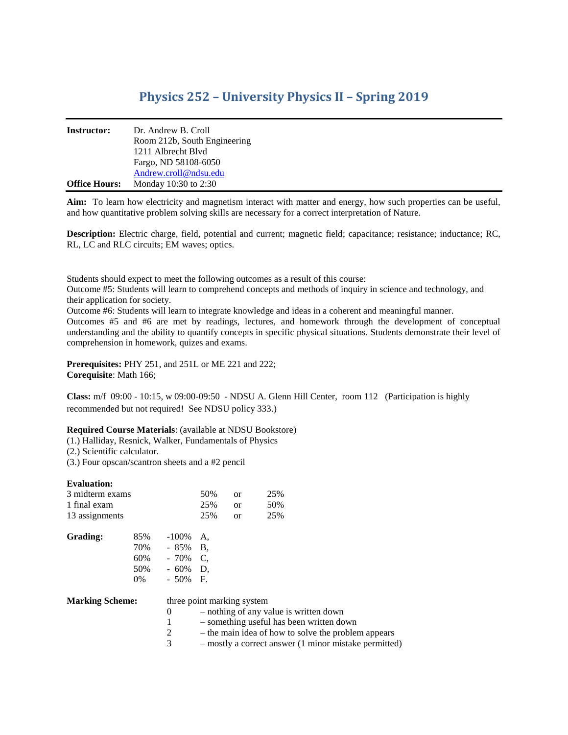# Physics 252 – University Physics II – Spring 2019

| | |
|---|---|
| **Instructor:** | Dr. Andrew B. Croll |
| | Room 212b, South Engineering |
| | 1211 Albrecht Blvd |
| | Fargo, ND 58108-6050 |
| | [Andrew.croll@ndsu.edu](mailto:Andrew.croll@ndsu.edu) |
| **Office Hours:** | Monday 10:30 to 2:30 |

**Aim:** To learn how electricity and magnetism interact with matter and energy, how such properties can be useful, and how quantitative problem solving skills are necessary for a correct interpretation of Nature.

**Description:** Electric charge, field, potential and current; magnetic field; capacitance; resistance; inductance; RC, RL, LC and RLC circuits; EM waves; optics.

Students should expect to meet the following outcomes as a result of this course:
Outcome #5: Students will learn to comprehend concepts and methods of inquiry in science and technology, and their application for society.
Outcome #6: Students will learn to integrate knowledge and ideas in a coherent and meaningful manner.
Outcomes #5 and #6 are met by readings, lectures, and homework through the development of conceptual understanding and the ability to quantify concepts in specific physical situations. Students demonstrate their level of comprehension in homework, quizes and exams.

**Prerequisites:** PHY 251, and 251L or ME 221 and 222;
**Corequisite**: Math 166;

**Class:** m/f 09:00 - 10:15, w 09:00-09:50 - NDSU A. Glenn Hill Center, room 112 (Participation is highly recommended but not required! See NDSU policy 333.)

**Required Course Materials**: (available at NDSU Bookstore)
(1.) Halliday, Resnick, Walker, Fundamentals of Physics
(2.) Scientific calculator.
(3.) Four opscan/scantron sheets and a #2 pencil

**Evaluation:**

| | | | |
|---|---|---|---|
| 3 midterm exams | 50% | or | 25% |
| 1 final exam | 25% | or | 50% |
| 13 assignments | 25% | or | 25% |

**Grading:**

| | |
|---|---|
| 85% -100% | A, |
| 70% - 85% | B, |
| 60% - 70% | C, |
| 50% - 60% | D, |
| 0% - 50% | F. |

**Marking Scheme:** three point marking system

- 0 – nothing of any value is written down
- 1 – something useful has been written down
- 2 – the main idea of how to solve the problem appears
- 3 – mostly a correct answer (1 minor mistake permitted)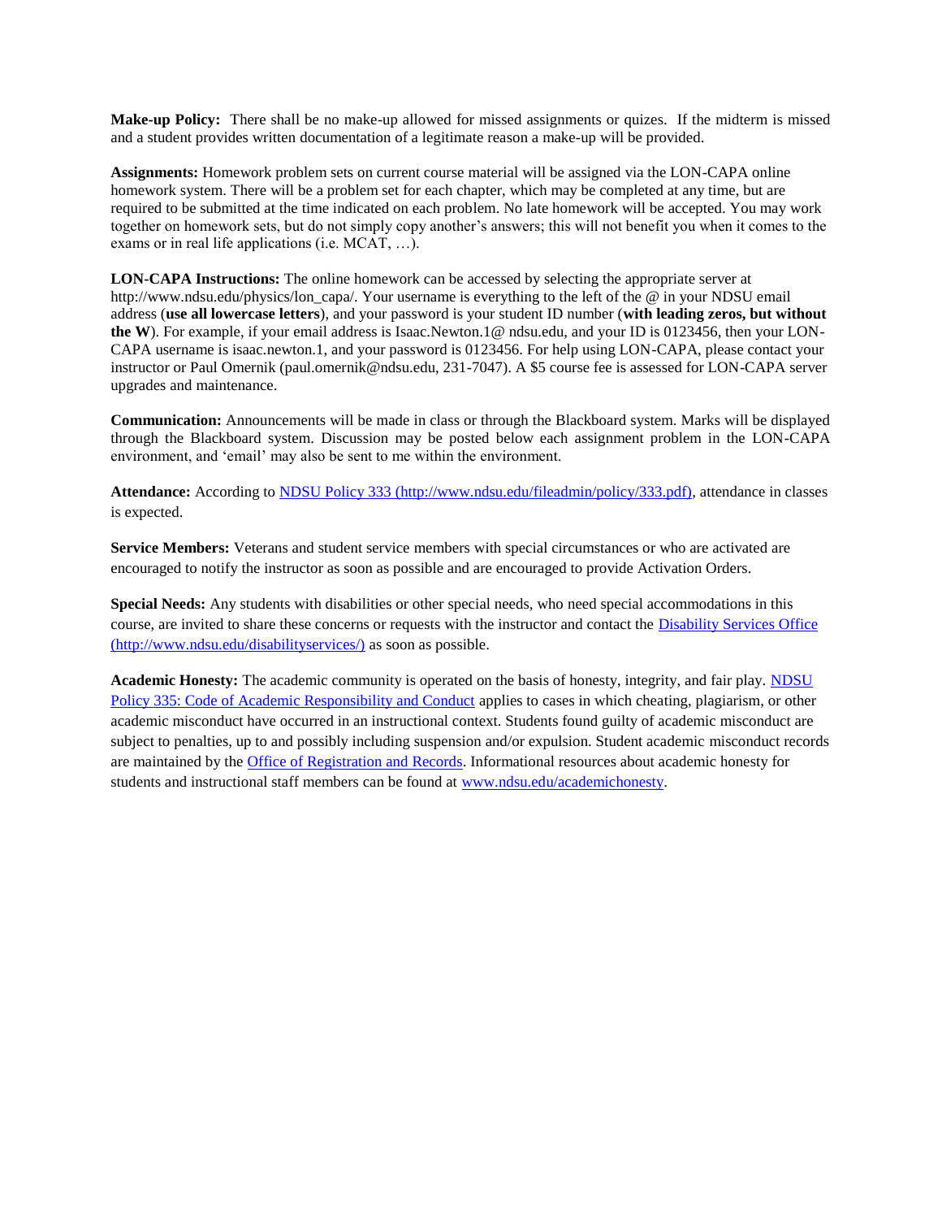**Make-up Policy:** There shall be no make-up allowed for missed assignments or quizes. If the midterm is missed and a student provides written documentation of a legitimate reason a make-up will be provided.

**Assignments:** Homework problem sets on current course material will be assigned via the LON-CAPA online homework system. There will be a problem set for each chapter, which may be completed at any time, but are required to be submitted at the time indicated on each problem. No late homework will be accepted. You may work together on homework sets, but do not simply copy another's answers; this will not benefit you when it comes to the exams or in real life applications (i.e. MCAT, …).

**LON-CAPA Instructions:** The online homework can be accessed by selecting the appropriate server at http://www.ndsu.edu/physics/lon_capa/. Your username is everything to the left of the @ in your NDSU email address (**use all lowercase letters**), and your password is your student ID number (**with leading zeros, but without the W**). For example, if your email address is Isaac.Newton.1@ ndsu.edu, and your ID is 0123456, then your LON-CAPA username is isaac.newton.1, and your password is 0123456. For help using LON-CAPA, please contact your instructor or Paul Omernik (paul.omernik@ndsu.edu, 231-7047). A $5 course fee is assessed for LON-CAPA server upgrades and maintenance.

**Communication:** Announcements will be made in class or through the Blackboard system. Marks will be displayed through the Blackboard system. Discussion may be posted below each assignment problem in the LON-CAPA environment, and 'email' may also be sent to me within the environment.

**Attendance:** According to [NDSU Policy 333 (http://www.ndsu.edu/fileadmin/policy/333.pdf)](http://www.ndsu.edu/fileadmin/policy/333.pdf), attendance in classes is expected.

**Service Members:** Veterans and student service members with special circumstances or who are activated are encouraged to notify the instructor as soon as possible and are encouraged to provide Activation Orders.

**Special Needs:** Any students with disabilities or other special needs, who need special accommodations in this course, are invited to share these concerns or requests with the instructor and contact the [Disability Services Office (http://www.ndsu.edu/disabilityservices/)](http://www.ndsu.edu/disabilityservices/) as soon as possible.

**Academic Honesty:** The academic community is operated on the basis of honesty, integrity, and fair play. NDSU Policy 335: Code of Academic Responsibility and Conduct applies to cases in which cheating, plagiarism, or other academic misconduct have occurred in an instructional context. Students found guilty of academic misconduct are subject to penalties, up to and possibly including suspension and/or expulsion. Student academic misconduct records are maintained by the Office of Registration and Records. Informational resources about academic honesty for students and instructional staff members can be found at www.ndsu.edu/academichonesty.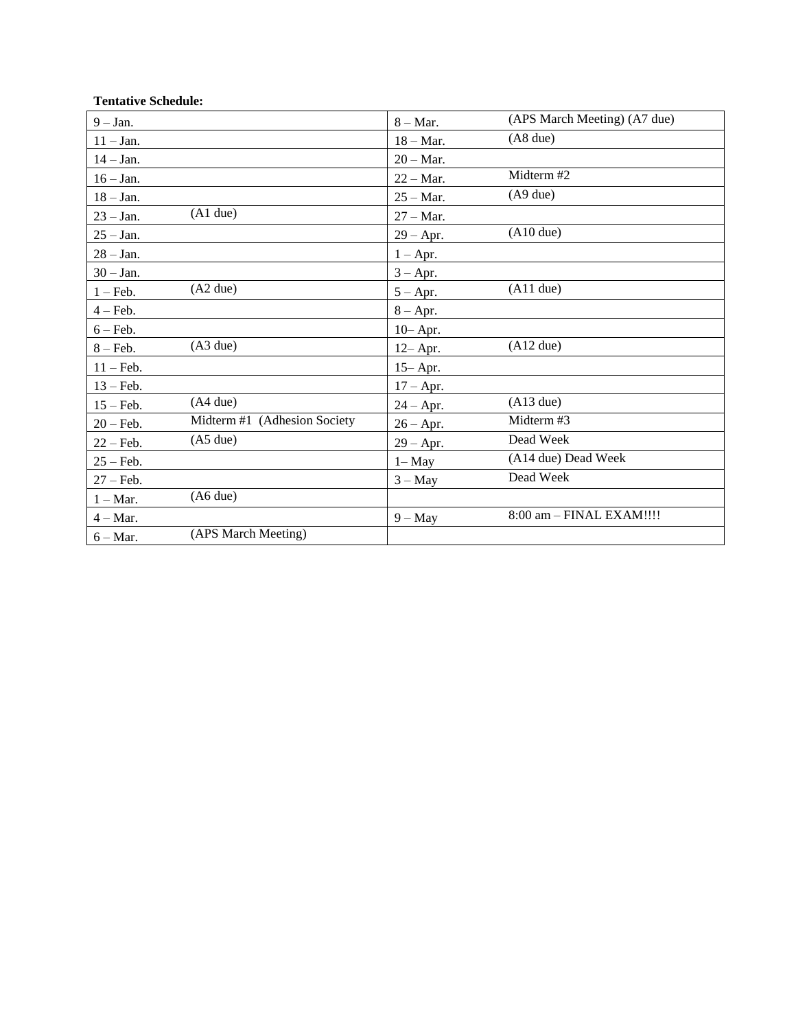**Tentative Schedule:**

| | | | |
|---|---|---|---|
| 9 – Jan. | | 8 – Mar. | (APS March Meeting) (A7 due) |
| 11 – Jan. | | 18 – Mar. | (A8 due) |
| 14 – Jan. | | 20 – Mar. | |
| 16 – Jan. | | 22 – Mar. | Midterm #2 |
| 18 – Jan. | | 25 – Mar. | (A9 due) |
| 23 – Jan. | (A1 due) | 27 – Mar. | |
| 25 – Jan. | | 29 – Apr. | (A10 due) |
| 28 – Jan. | | 1 – Apr. | |
| 30 – Jan. | | 3 – Apr. | |
| 1 – Feb. | (A2 due) | 5 – Apr. | (A11 due) |
| 4 – Feb. | | 8 – Apr. | |
| 6 – Feb. | | 10– Apr. | |
| 8 – Feb. | (A3 due) | 12– Apr. | (A12 due) |
| 11 – Feb. | | 15– Apr. | |
| 13 – Feb. | | 17 – Apr. | |
| 15 – Feb. | (A4 due) | 24 – Apr. | (A13 due) |
| 20 – Feb. | Midterm #1 (Adhesion Society | 26 – Apr. | Midterm #3 |
| 22 – Feb. | (A5 due) | 29 – Apr. | Dead Week |
| 25 – Feb. | | 1– May | (A14 due) Dead Week |
| 27 – Feb. | | 3 – May | Dead Week |
| 1 – Mar. | (A6 due) | | |
| 4 – Mar. | | 9 – May | 8:00 am – FINAL EXAM!!!! |
| 6 – Mar. | (APS March Meeting) | | |